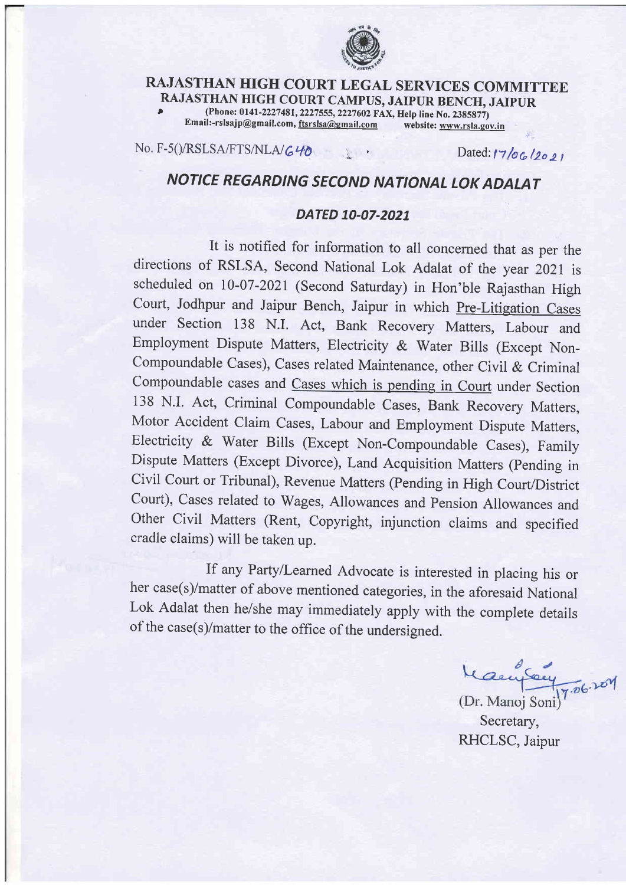# RAJASTHAN HIGH COURT LEGAL SERVICES COMMITTEE

## RAJASTHAN HIGH COURT CAMPUS, JAIPUR BENCH, JAIPUR

(Phone: 0141-2227481, 2227555, 2227602 FAX, Help line No. 2385877)
Email:-rslsajp@gmail.com, ftsrslsa@gmail.com website: www.rsla.gov.in

No. F-5()/RSLSA/FTS/NLA/640 Dated: 17/06/2021

## *NOTICE REGARDING SECOND NATIONAL LOK ADALAT*

### *DATED 10-07-2021*

It is notified for information to all concerned that as per the directions of RSLSA, Second National Lok Adalat of the year 2021 is scheduled on 10-07-2021 (Second Saturday) in Hon'ble Rajasthan High Court, Jodhpur and Jaipur Bench, Jaipur in which Pre-Litigation Cases under Section 138 N.I. Act, Bank Recovery Matters, Labour and Employment Dispute Matters, Electricity & Water Bills (Except Non-Compoundable Cases), Cases related Maintenance, other Civil & Criminal Compoundable cases and Cases which is pending in Court under Section 138 N.I. Act, Criminal Compoundable Cases, Bank Recovery Matters, Motor Accident Claim Cases, Labour and Employment Dispute Matters, Electricity & Water Bills (Except Non-Compoundable Cases), Family Dispute Matters (Except Divorce), Land Acquisition Matters (Pending in Civil Court or Tribunal), Revenue Matters (Pending in High Court/District Court), Cases related to Wages, Allowances and Pension Allowances and Other Civil Matters (Rent, Copyright, injunction claims and specified cradle claims) will be taken up.

If any Party/Learned Advocate is interested in placing his or her case(s)/matter of above mentioned categories, in the aforesaid National Lok Adalat then he/she may immediately apply with the complete details of the case(s)/matter to the office of the undersigned.

17.06.2021

(Dr. Manoj Soni)
Secretary,
RHCLSC, Jaipur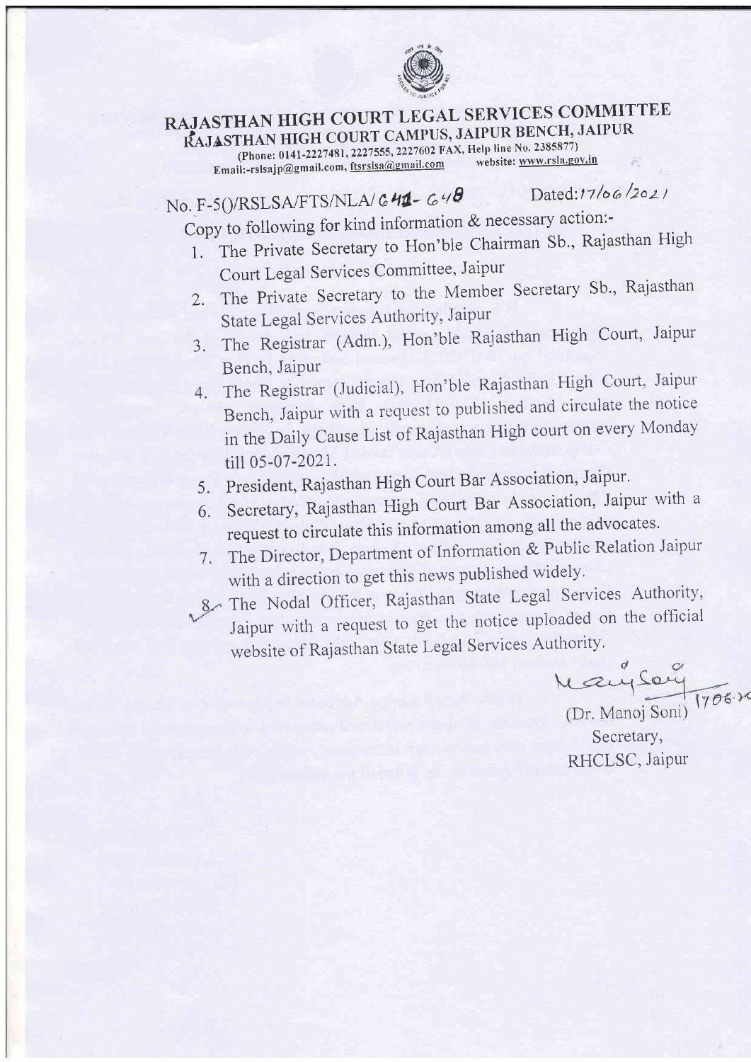# RAJASTHAN HIGH COURT LEGAL SERVICES COMMITTEE

## RAJASTHAN HIGH COURT CAMPUS, JAIPUR BENCH, JAIPUR

(Phone: 0141-2227481, 2227555, 2227602 FAX, Help line No. 2385877)

Email:-rslsajp@gmail.com, ftsrslsa@gmail.com website: www.rsla.gov.in

No. F-5()/RSLSA/FTS/NLA/ 641- 648 Dated: 17/06/2021

Copy to following for kind information & necessary action:-

1. The Private Secretary to Hon'ble Chairman Sb., Rajasthan High Court Legal Services Committee, Jaipur
2. The Private Secretary to the Member Secretary Sb., Rajasthan State Legal Services Authority, Jaipur
3. The Registrar (Adm.), Hon'ble Rajasthan High Court, Jaipur Bench, Jaipur
4. The Registrar (Judicial), Hon'ble Rajasthan High Court, Jaipur Bench, Jaipur with a request to published and circulate the notice in the Daily Cause List of Rajasthan High court on every Monday till 05-07-2021.
5. President, Rajasthan High Court Bar Association, Jaipur.
6. Secretary, Rajasthan High Court Bar Association, Jaipur with a request to circulate this information among all the advocates.
7. The Director, Department of Information & Public Relation Jaipur with a direction to get this news published widely.
8. The Nodal Officer, Rajasthan State Legal Services Authority, Jaipur with a request to get the notice uploaded on the official website of Rajasthan State Legal Services Authority.

17.06.2021

(Dr. Manoj Soni)

Secretary,

RHCLSC, Jaipur